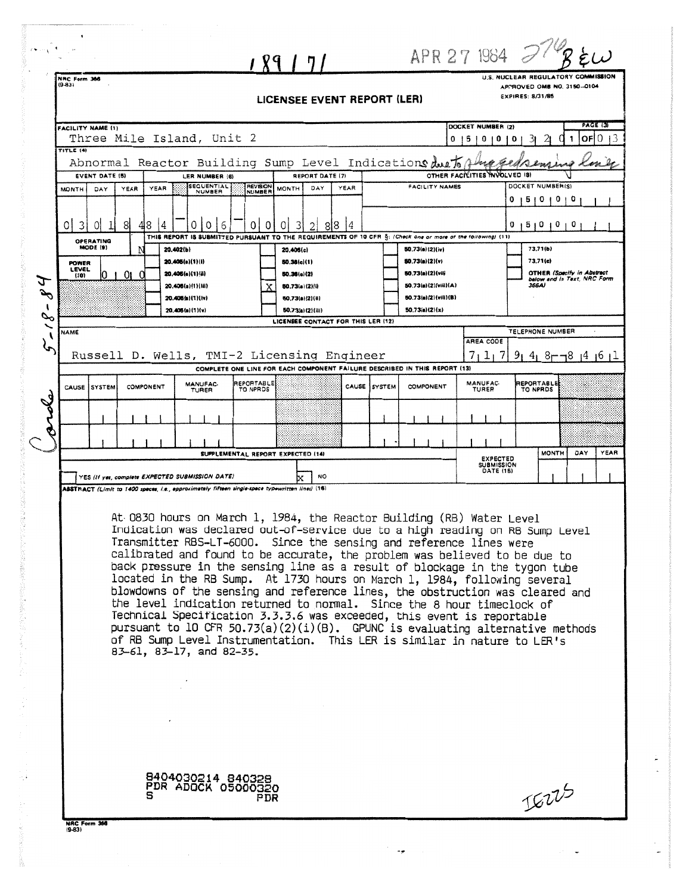189171 APR 27 1984 276 B&W

NRC Form 366 (9-83)

U.S. NUCLEAR REGULATORY COMMISSION
APPROVED OMB NO. 3150-0104
EXPIRES: 8/31/85

# LICENSEE EVENT REPORT (LER)

**FACILITY NAME (1):** Three Mile Island, Unit 2

**DOCKET NUMBER (2):** 0 5 0 0 0 3 2 0

**PAGE (3):** 1 OF 0 3

**TITLE (4):** Abnormal Reactor Building Sump Level Indications due to plugged sensing line

| EVENT DATE (5) | | | LER NUMBER (6) | | | REPORT DATE (7) | | | OTHER FACILITIES INVOLVED (8) | |
|---|---|---|---|---|---|---|---|---|---|---|
| MONTH | DAY | YEAR | YEAR | SEQUENTIAL NUMBER | REVISION NUMBER | MONTH | DAY | YEAR | FACILITY NAMES | DOCKET NUMBER(S) |
| 0 3 | 0 1 | 8 4 | 8 4 | 0 0 6 | 0 0 | 0 3 | 2 8 | 8 4 | | 0 5 0 0 0 |
| | | | | | | | | | | 0 5 0 0 0 |

**OPERATING MODE (9):** N

**POWER LEVEL (10):** 0 0 0

THIS REPORT IS SUBMITTED PURSUANT TO THE REQUIREMENTS OF 10 CFR §: (Check one or more of the following) (11)

| | | | |
|---|---|---|---|
| 20.402(b) | 20.405(c) | 50.73(a)(2)(iv) | 73.71(b) |
| 20.405(a)(1)(i) | 50.36(c)(1) | 50.73(a)(2)(v) | 73.71(c) |
| 20.405(a)(1)(ii) | 50.36(c)(2) | 50.73(a)(2)(vii) | OTHER (Specify in Abstract below and in Text, NRC Form 366A) |
| 20.405(a)(1)(iii) | X 50.73(a)(2)(i) | 50.73(a)(2)(viii)(A) | |
| 20.405(a)(1)(iv) | 50.73(a)(2)(ii) | 50.73(a)(2)(viii)(B) | |
| 20.405(a)(1)(v) | 50.73(a)(2)(iii) | 50.73(a)(2)(x) | |

**LICENSEE CONTACT FOR THIS LER (12)**

NAME: Russell D. Wells, TMI-2 Licensing Engineer

TELEPHONE NUMBER: AREA CODE 7 1 7 9 4 8 - 8 4 6 1

**COMPLETE ONE LINE FOR EACH COMPONENT FAILURE DESCRIBED IN THIS REPORT (13)**

| CAUSE | SYSTEM | COMPONENT | MANUFAC-TURER | REPORTABLE TO NPRDS | CAUSE | SYSTEM | COMPONENT | MANUFAC-TURER | REPORTABLE TO NPRDS |
|---|---|---|---|---|---|---|---|---|---|
| | | | | | | | | | |
| | | | | | | | | | |

**SUPPLEMENTAL REPORT EXPECTED (14)**

YES (If yes, complete EXPECTED SUBMISSION DATE) [X] NO

EXPECTED SUBMISSION DATE (15): MONTH DAY YEAR

**ABSTRACT** (Limit to 1400 spaces, i.e., approximately fifteen single-space typewritten lines) (16)

At 0830 hours on March 1, 1984, the Reactor Building (RB) Water Level Indication was declared out-of-service due to a high reading on RB Sump Level Transmitter RBS-LT-6000. Since the sensing and reference lines were calibrated and found to be accurate, the problem was believed to be due to back pressure in the sensing line as a result of blockage in the tygon tube located in the RB Sump. At 1730 hours on March 1, 1984, following several blowdowns of the sensing and reference lines, the obstruction was cleared and the level indication returned to normal. Since the 8 hour timeclock of Technical Specification 3.3.3.6 was exceeded, this event is reportable pursuant to 10 CFR 50.73(a)(2)(i)(B). GPUNC is evaluating alternative methods of RB Sump Level Instrumentation. This LER is similar in nature to LER's 83-61, 83-17, and 82-35.

8404030214 840328
PDR ADOCK 05000320
S PDR

IE22S

Conde 5-18-84

NRC Form 366 (9-83)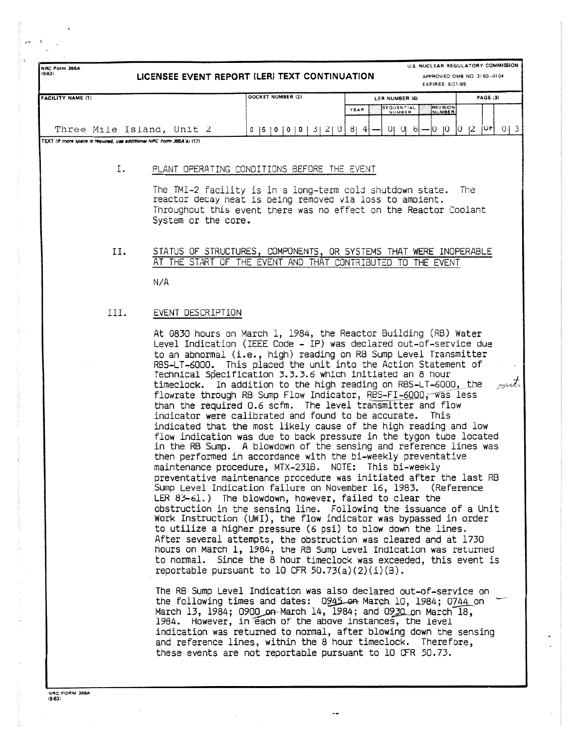NRC Form 366A (9-83)

# LICENSEE EVENT REPORT (LER) TEXT CONTINUATION

U.S. NUCLEAR REGULATORY COMMISSION
APPROVED OMB NO. 3150-0104
EXPIRES: 8/31/85

| FACILITY NAME (1) | DOCKET NUMBER (2) | LER NUMBER (6) YEAR | SEQUENTIAL NUMBER | REVISION NUMBER | PAGE (3) |
|---|---|---|---|---|---|
| Three Mile Island, Unit 2 | 0 5 0 0 0 3 2 0 | 8 4 | 0 0 6 | 0 0 | 0 2 OF 0 3 |

TEXT (If more space is required, use additional NRC Form 366A's) (17)

## I. PLANT OPERATING CONDITIONS BEFORE THE EVENT

The TMI-2 facility is in a long-term cold shutdown state. The reactor decay heat is being removed via loss to ambient. Throughout this event there was no effect on the Reactor Coolant System or the core.

## II. STATUS OF STRUCTURES, COMPONENTS, OR SYSTEMS THAT WERE INOPERABLE AT THE START OF THE EVENT AND THAT CONTRIBUTED TO THE EVENT

N/A

## III. EVENT DESCRIPTION

At 0830 hours on March 1, 1984, the Reactor Building (RB) Water Level Indication (IEEE Code - IP) was declared out-of-service due to an abnormal (i.e., high) reading on RB Sump Level Transmitter RBS-LT-6000. This placed the unit into the Action Statement of Technical Specification 3.3.3.6 which initiated an 8 hour timeclock. In addition to the high reading on RBS-LT-6000, the flowrate through RB Sump Flow Indicator, RBS-FI-6000, was less than the required 0.6 scfm. The level transmitter and flow indicator were calibrated and found to be accurate. This indicated that the most likely cause of the high reading and low flow indication was due to back pressure in the tygon tube located in the RB Sump. A blowdown of the sensing and reference lines was then performed in accordance with the bi-weekly preventative maintenance procedure, MTX-231B. NOTE: This bi-weekly preventative maintenance procedure was initiated after the last RB Sump Level Indication failure on November 16, 1983. (Reference LER 83-61.) The blowdown, however, failed to clear the obstruction in the sensing line. Following the issuance of a Unit Work Instruction (UWI), the flow indicator was bypassed in order to utilize a higher pressure (6 psi) to blow down the lines. After several attempts, the obstruction was cleared and at 1730 hours on March 1, 1984, the RB Sump Level Indication was returned to normal. Since the 8 hour timeclock was exceeded, this event is reportable pursuant to 10 CFR 50.73(a)(2)(i)(B).

The RB Sump Level Indication was also declared out-of-service on the following times and dates: 0945 on March 10, 1984; 0744 on March 13, 1984; 0900 on March 14, 1984; and 0930 on March 18, 1984. However, in each of the above instances, the level indication was returned to normal, after blowing down the sensing and reference lines, within the 8 hour timeclock. Therefore, these events are not reportable pursuant to 10 CFR 50.73.

NRC FORM 366A (9-83)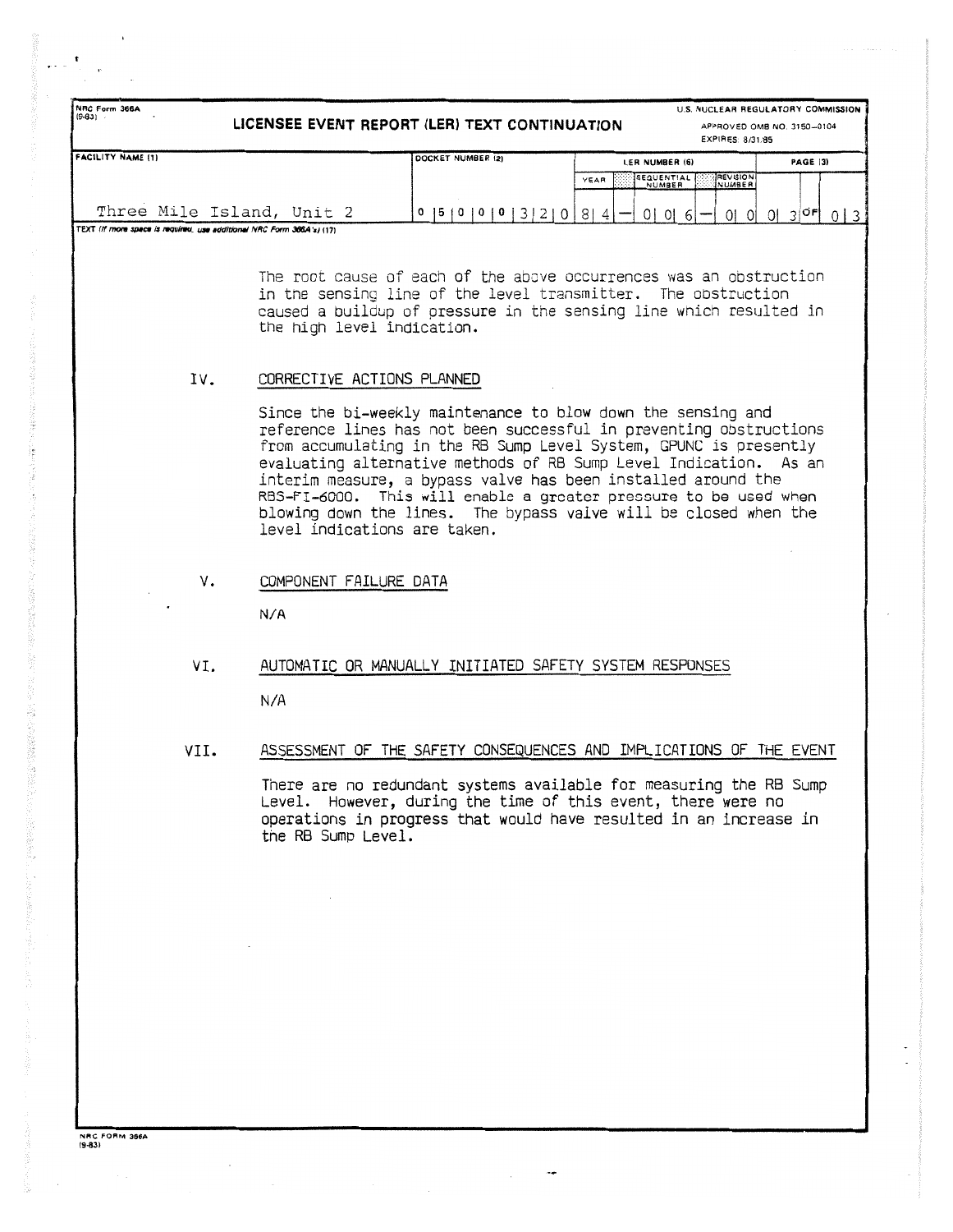NRC Form 366A
(9-83)

# LICENSEE EVENT REPORT (LER) TEXT CONTINUATION

U.S. NUCLEAR REGULATORY COMMISSION
APPROVED OMB NO. 3150-0104
EXPIRES: 8/31/85

| FACILITY NAME (1) | DOCKET NUMBER (2) | LER NUMBER (6) | | | PAGE (3) |
|---|---|---|---|---|---|
| | | YEAR | SEQUENTIAL NUMBER | REVISION NUMBER | |
| Three Mile Island, Unit 2 | 0 5 0 0 0 3 2 0 | 8 4 | 0 0 6 | 0 0 | 0 3 OF 0 3 |

TEXT (If more space is required, use additional NRC Form 366A's) (17)

The root cause of each of the above occurrences was an obstruction in the sensing line of the level transmitter. The obstruction caused a buildup of pressure in the sensing line which resulted in the high level indication.

## IV. CORRECTIVE ACTIONS PLANNED

Since the bi-weekly maintenance to blow down the sensing and reference lines has not been successful in preventing obstructions from accumulating in the RB Sump Level System, GPUNC is presently evaluating alternative methods of RB Sump Level Indication. As an interim measure, a bypass valve has been installed around the RBS-FI-6000. This will enable a greater pressure to be used when blowing down the lines. The bypass valve will be closed when the level indications are taken.

## V. COMPONENT FAILURE DATA

N/A

## VI. AUTOMATIC OR MANUALLY INITIATED SAFETY SYSTEM RESPONSES

N/A

## VII. ASSESSMENT OF THE SAFETY CONSEQUENCES AND IMPLICATIONS OF THE EVENT

There are no redundant systems available for measuring the RB Sump Level. However, during the time of this event, there were no operations in progress that would have resulted in an increase in the RB Sump Level.

NRC FORM 366A
(9-83)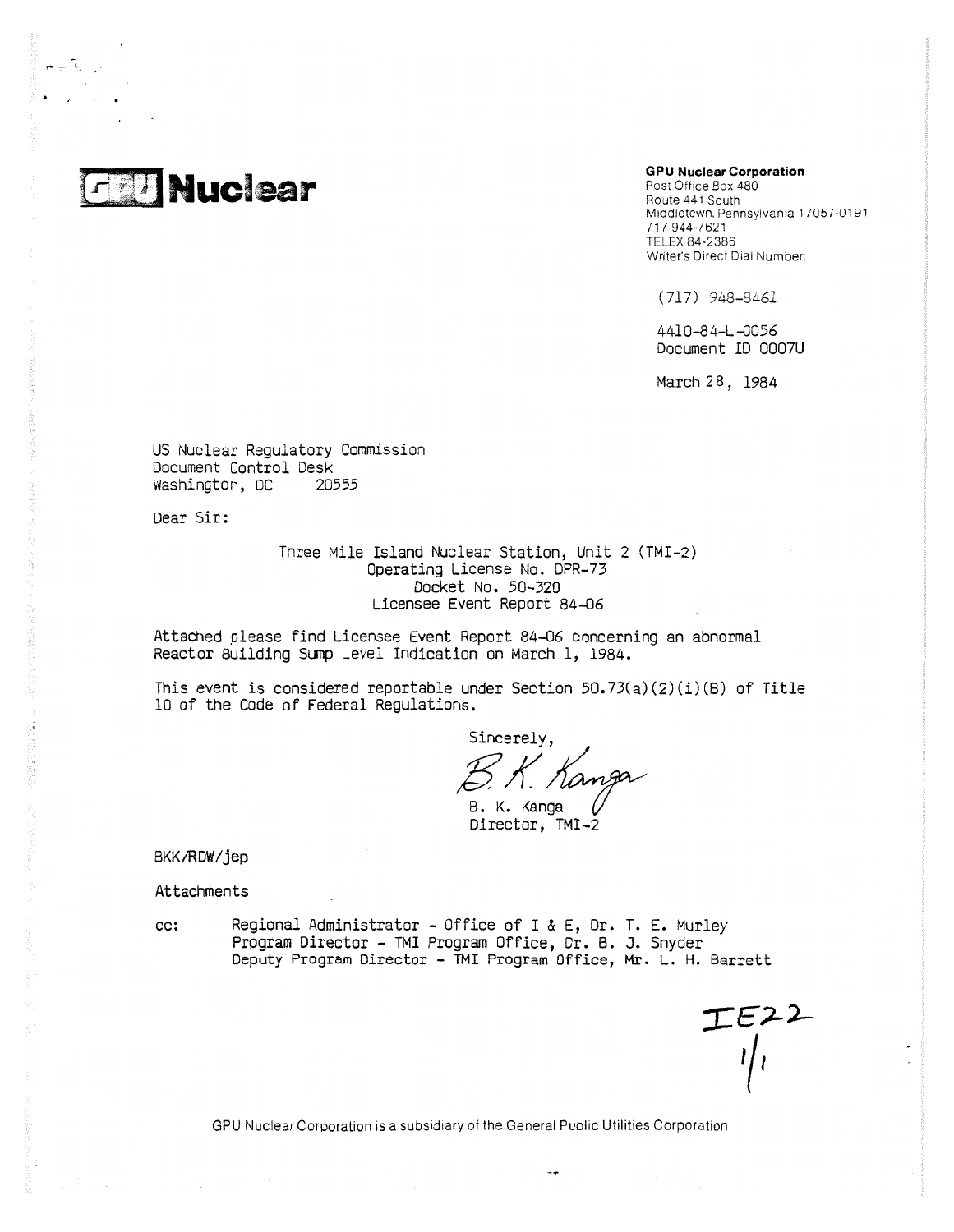**GPU Nuclear**

**GPU Nuclear Corporation**
Post Office Box 480
Route 441 South
Middletown, Pennsylvania 17057-0191
717 944-7621
TELEX 84-2386
Writer's Direct Dial Number:

(717) 948-8461

4410-84-L-0056
Document ID 0007U

March 28, 1984

US Nuclear Regulatory Commission
Document Control Desk
Washington, DC 20555

Dear Sir:

Three Mile Island Nuclear Station, Unit 2 (TMI-2)
Operating License No. DPR-73
Docket No. 50-320
Licensee Event Report 84-06

Attached please find Licensee Event Report 84-06 concerning an abnormal Reactor Building Sump Level Indication on March 1, 1984.

This event is considered reportable under Section 50.73(a)(2)(i)(B) of Title 10 of the Code of Federal Regulations.

Sincerely,

B. K. Kanga

B. K. Kanga
Director, TMI-2

BKK/RDW/jep

Attachments

cc: Regional Administrator - Office of I & E, Dr. T. E. Murley
Program Director - TMI Program Office, Dr. B. J. Snyder
Deputy Program Director - TMI Program Office, Mr. L. H. Barrett

IE22
1/1

GPU Nuclear Corporation is a subsidiary of the General Public Utilities Corporation